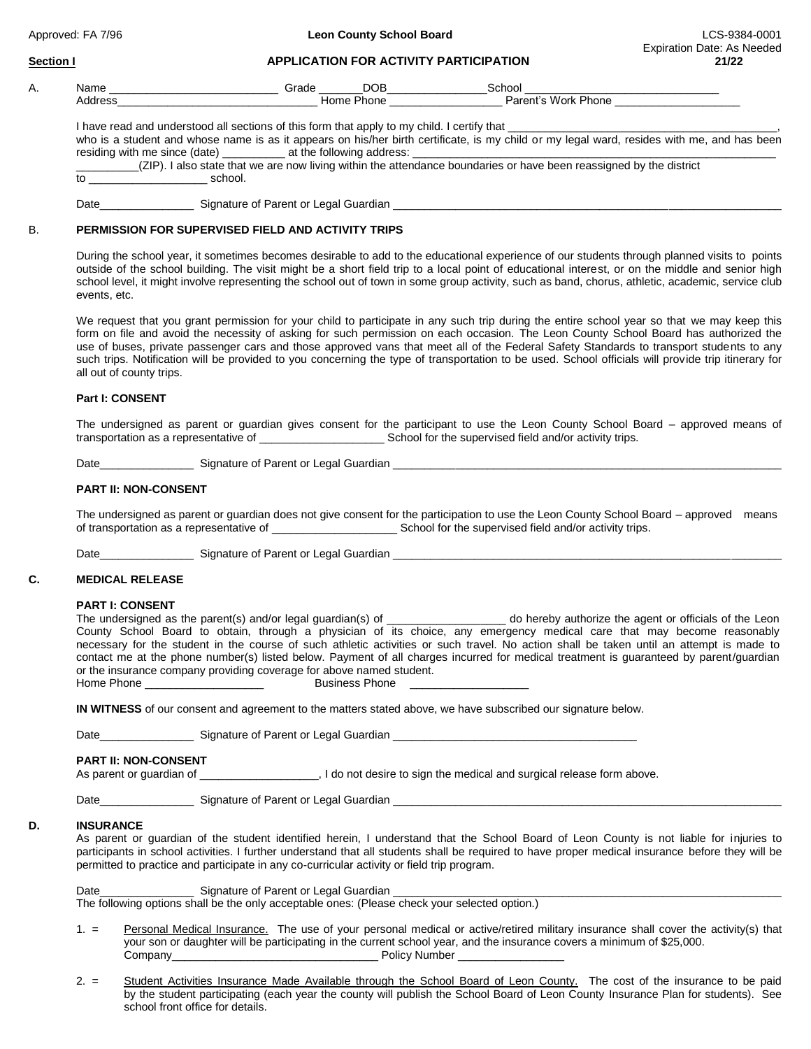Approved: FA 7/96 **Leon County School Board** LCS-9384-0001

Expiration Date: As Needed

**Section I** **APPLICATION FOR ACTIVITY PARTICIPATION** **21/22**

A. Name ___________________________ Grade _______DOB________________School _______________________________
Address________________________________ Home Phone __________________ Parent's Work Phone ____________________

I have read and understood all sections of this form that apply to my child. I certify that _____________________________________________, who is a student and whose name is as it appears on his/her birth certificate, is my child or my legal ward, resides with me, and has been residing with me since (date) __________ at the following address: ___________________________________________________________
__________(ZIP). I also state that we are now living within the attendance boundaries or have been reassigned by the district to ___________________ school.

Date_______________ Signature of Parent or Legal Guardian _____________________________________________________________

B. **PERMISSION FOR SUPERVISED FIELD AND ACTIVITY TRIPS**

During the school year, it sometimes becomes desirable to add to the educational experience of our students through planned visits to points outside of the school building. The visit might be a short field trip to a local point of educational interest, or on the middle and senior high school level, it might involve representing the school out of town in some group activity, such as band, chorus, athletic, academic, service club events, etc.

We request that you grant permission for your child to participate in any such trip during the entire school year so that we may keep this form on file and avoid the necessity of asking for such permission on each occasion. The Leon County School Board has authorized the use of buses, private passenger cars and those approved vans that meet all of the Federal Safety Standards to transport students to any such trips. Notification will be provided to you concerning the type of transportation to be used. School officials will provide trip itinerary for all out of county trips.

**Part I: CONSENT**

The undersigned as parent or guardian gives consent for the participant to use the Leon County School Board – approved means of transportation as a representative of ____________________ School for the supervised field and/or activity trips.

Date_______________ Signature of Parent or Legal Guardian _____________________________________________________________

**PART II: NON-CONSENT**

The undersigned as parent or guardian does not give consent for the participation to use the Leon County School Board – approved means of transportation as a representative of ____________________ School for the supervised field and/or activity trips.

Date_______________ Signature of Parent or Legal Guardian _____________________________________________________________

C. **MEDICAL RELEASE**

**PART I: CONSENT**

The undersigned as the parent(s) and/or legal guardian(s) of ___________________ do hereby authorize the agent or officials of the Leon County School Board to obtain, through a physician of its choice, any emergency medical care that may become reasonably necessary for the student in the course of such athletic activities or such travel. No action shall be taken until an attempt is made to contact me at the phone number(s) listed below. Payment of all charges incurred for medical treatment is guaranteed by parent/guardian or the insurance company providing coverage for above named student.
Home Phone ___________________ Business Phone ___________________

**IN WITNESS** of our consent and agreement to the matters stated above, we have subscribed our signature below.

Date_______________ Signature of Parent or Legal Guardian ________________________________________

**PART II: NON-CONSENT**

As parent or guardian of ___________________, I do not desire to sign the medical and surgical release form above.

Date_______________ Signature of Parent or Legal Guardian _____________________________________________________________

D. **INSURANCE**

As parent or guardian of the student identified herein, I understand that the School Board of Leon County is not liable for injuries to participants in school activities. I further understand that all students shall be required to have proper medical insurance before they will be permitted to practice and participate in any co-curricular activity or field trip program.

Date_______________ Signature of Parent or Legal Guardian _____________________________________________________________
The following options shall be the only acceptable ones: (Please check your selected option.)

1. = Personal Medical Insurance. The use of your personal medical or active/retired military insurance shall cover the activity(s) that your son or daughter will be participating in the current school year, and the insurance covers a minimum of $25,000.
Company___________________________________ Policy Number _________________

2. = Student Activities Insurance Made Available through the School Board of Leon County. The cost of the insurance to be paid by the student participating (each year the county will publish the School Board of Leon County Insurance Plan for students). See school front office for details.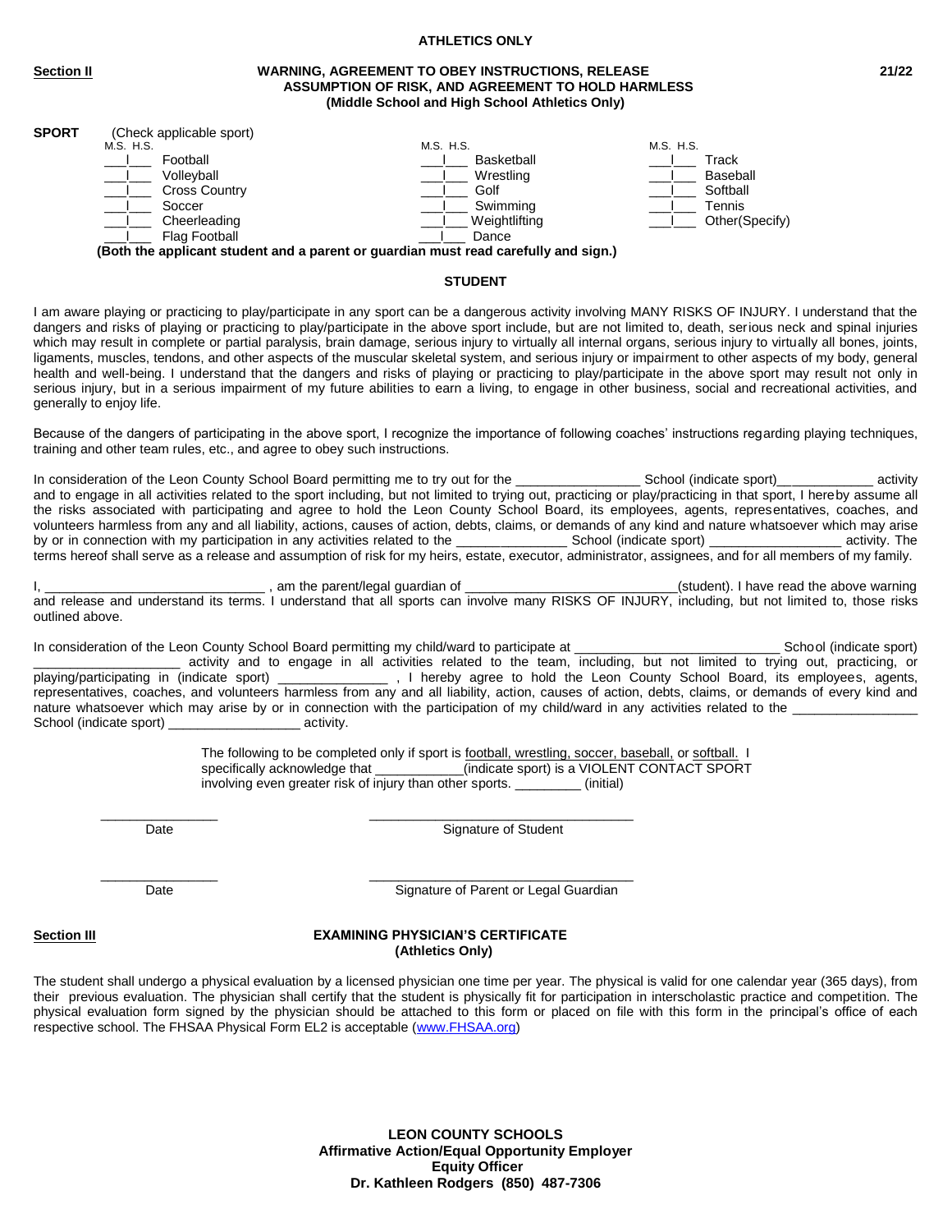**ATHLETICS ONLY**

**Section II** **WARNING, AGREEMENT TO OBEY INSTRUCTIONS, RELEASE ASSUMPTION OF RISK, AND AGREEMENT TO HOLD HARMLESS** **21/22**
**(Middle School and High School Athletics Only)**

**SPORT** (Check applicable sport)

| M.S. H.S. | | M.S. H.S. | | M.S. H.S. | |
|---|---|---|---|---|---|
| ___I___ | Football | ___I___ | Basketball | ___I___ | Track |
| ___I___ | Volleyball | ___I___ | Wrestling | ___I___ | Baseball |
| ___I___ | Cross Country | ___I___ | Golf | ___I___ | Softball |
| ___I___ | Soccer | ___I___ | Swimming | ___I___ | Tennis |
| ___I___ | Cheerleading | ___I___ | Weightlifting | ___I___ | Other(Specify) |
| ___I___ | Flag Football | ___I___ | Dance | | |

**(Both the applicant student and a parent or guardian must read carefully and sign.)**

**STUDENT**

I am aware playing or practicing to play/participate in any sport can be a dangerous activity involving MANY RISKS OF INJURY. I understand that the dangers and risks of playing or practicing to play/participate in the above sport include, but are not limited to, death, serious neck and spinal injuries which may result in complete or partial paralysis, brain damage, serious injury to virtually all internal organs, serious injury to virtually all bones, joints, ligaments, muscles, tendons, and other aspects of the muscular skeletal system, and serious injury or impairment to other aspects of my body, general health and well-being. I understand that the dangers and risks of playing or practicing to play/participate in the above sport may result not only in serious injury, but in a serious impairment of my future abilities to earn a living, to engage in other business, social and recreational activities, and generally to enjoy life.

Because of the dangers of participating in the above sport, I recognize the importance of following coaches' instructions regarding playing techniques, training and other team rules, etc., and agree to obey such instructions.

In consideration of the Leon County School Board permitting me to try out for the ________________ School (indicate sport)_____________ activity and to engage in all activities related to the sport including, but not limited to trying out, practicing or play/practicing in that sport, I hereby assume all the risks associated with participating and agree to hold the Leon County School Board, its employees, agents, representatives, coaches, and volunteers harmless from any and all liability, actions, causes of action, debts, claims, or demands of any kind and nature whatsoever which may arise by or in connection with my participation in any activities related to the _______________ School (indicate sport) _________________ activity. The terms hereof shall serve as a release and assumption of risk for my heirs, estate, executor, administrator, assignees, and for all members of my family.

I, ______________________________ , am the parent/legal guardian of _____________________________(student). I have read the above warning and release and understand its terms. I understand that all sports can involve many RISKS OF INJURY, including, but not limited to, those risks outlined above.

In consideration of the Leon County School Board permitting my child/ward to participate at ___________________________ School (indicate sport) ____________________ activity and to engage in all activities related to the team, including, but not limited to trying out, practicing, or playing/participating in (indicate sport) ______________ , I hereby agree to hold the Leon County School Board, its employees, agents, representatives, coaches, and volunteers harmless from any and all liability, action, causes of action, debts, claims, or demands of every kind and nature whatsoever which may arise by or in connection with the participation of my child/ward in any activities related to the ________________ School (indicate sport) _________________ activity.

The following to be completed only if sport is football, wrestling, soccer, baseball, or softball. I specifically acknowledge that ____________(indicate sport) is a VIOLENT CONTACT SPORT involving even greater risk of injury than other sports. _________ (initial)

________________ ____________________________________
Date Signature of Student

________________ ____________________________________
Date Signature of Parent or Legal Guardian

**Section III** **EXAMINING PHYSICIAN'S CERTIFICATE**
**(Athletics Only)**

The student shall undergo a physical evaluation by a licensed physician one time per year. The physical is valid for one calendar year (365 days), from their previous evaluation. The physician shall certify that the student is physically fit for participation in interscholastic practice and competition. The physical evaluation form signed by the physician should be attached to this form or placed on file with this form in the principal's office of each respective school. The FHSAA Physical Form EL2 is acceptable (www.FHSAA.org)

**LEON COUNTY SCHOOLS**
**Affirmative Action/Equal Opportunity Employer**
**Equity Officer**
**Dr. Kathleen Rodgers (850) 487-7306**